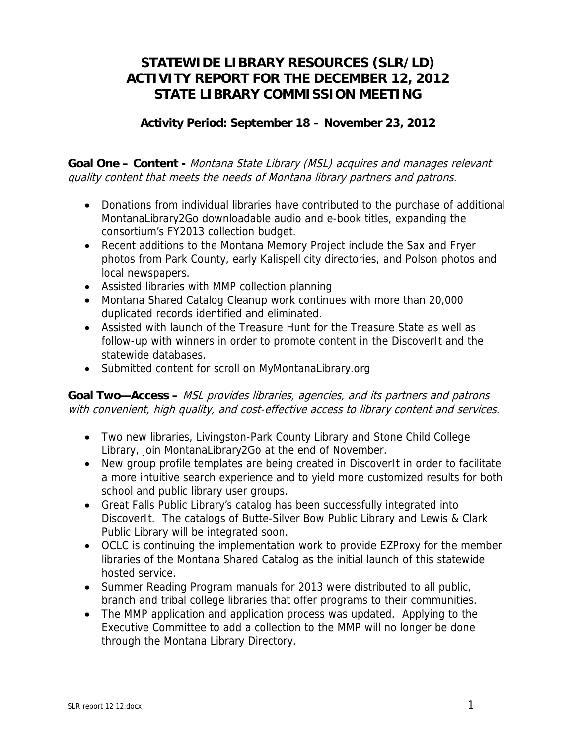# STATEWIDE LIBRARY RESOURCES (SLR/LD) ACTIVITY REPORT FOR THE DECEMBER 12, 2012 STATE LIBRARY COMMISSION MEETING

### Activity Period: September 18 – November 23, 2012

**Goal One – Content -** *Montana State Library (MSL) acquires and manages relevant quality content that meets the needs of Montana library partners and patrons.*

- Donations from individual libraries have contributed to the purchase of additional MontanaLibrary2Go downloadable audio and e-book titles, expanding the consortium's FY2013 collection budget.
- Recent additions to the Montana Memory Project include the Sax and Fryer photos from Park County, early Kalispell city directories, and Polson photos and local newspapers.
- Assisted libraries with MMP collection planning
- Montana Shared Catalog Cleanup work continues with more than 20,000 duplicated records identified and eliminated.
- Assisted with launch of the Treasure Hunt for the Treasure State as well as follow-up with winners in order to promote content in the DiscoverIt and the statewide databases.
- Submitted content for scroll on MyMontanaLibrary.org

**Goal Two—Access –** *MSL provides libraries, agencies, and its partners and patrons with convenient, high quality, and cost-effective access to library content and services.*

- Two new libraries, Livingston-Park County Library and Stone Child College Library, join MontanaLibrary2Go at the end of November.
- New group profile templates are being created in DiscoverIt in order to facilitate a more intuitive search experience and to yield more customized results for both school and public library user groups.
- Great Falls Public Library's catalog has been successfully integrated into DiscoverIt. The catalogs of Butte-Silver Bow Public Library and Lewis & Clark Public Library will be integrated soon.
- OCLC is continuing the implementation work to provide EZProxy for the member libraries of the Montana Shared Catalog as the initial launch of this statewide hosted service.
- Summer Reading Program manuals for 2013 were distributed to all public, branch and tribal college libraries that offer programs to their communities.
- The MMP application and application process was updated. Applying to the Executive Committee to add a collection to the MMP will no longer be done through the Montana Library Directory.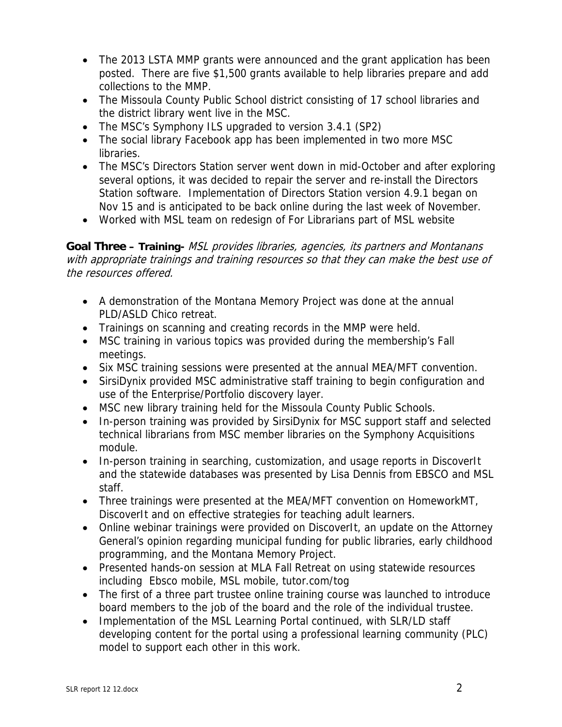- The 2013 LSTA MMP grants were announced and the grant application has been posted. There are five $1,500 grants available to help libraries prepare and add collections to the MMP.
- The Missoula County Public School district consisting of 17 school libraries and the district library went live in the MSC.
- The MSC's Symphony ILS upgraded to version 3.4.1 (SP2)
- The social library Facebook app has been implemented in two more MSC libraries.
- The MSC's Directors Station server went down in mid-October and after exploring several options, it was decided to repair the server and re-install the Directors Station software. Implementation of Directors Station version 4.9.1 began on Nov 15 and is anticipated to be back online during the last week of November.
- Worked with MSL team on redesign of For Librarians part of MSL website

**Goal Three – Training-** *MSL provides libraries, agencies, its partners and Montanans with appropriate trainings and training resources so that they can make the best use of the resources offered.*

- A demonstration of the Montana Memory Project was done at the annual PLD/ASLD Chico retreat.
- Trainings on scanning and creating records in the MMP were held.
- MSC training in various topics was provided during the membership's Fall meetings.
- Six MSC training sessions were presented at the annual MEA/MFT convention.
- SirsiDynix provided MSC administrative staff training to begin configuration and use of the Enterprise/Portfolio discovery layer.
- MSC new library training held for the Missoula County Public Schools.
- In-person training was provided by SirsiDynix for MSC support staff and selected technical librarians from MSC member libraries on the Symphony Acquisitions module.
- In-person training in searching, customization, and usage reports in DiscoverIt and the statewide databases was presented by Lisa Dennis from EBSCO and MSL staff.
- Three trainings were presented at the MEA/MFT convention on HomeworkMT, DiscoverIt and on effective strategies for teaching adult learners.
- Online webinar trainings were provided on DiscoverIt, an update on the Attorney General's opinion regarding municipal funding for public libraries, early childhood programming, and the Montana Memory Project.
- Presented hands-on session at MLA Fall Retreat on using statewide resources including Ebsco mobile, MSL mobile, tutor.com/tog
- The first of a three part trustee online training course was launched to introduce board members to the job of the board and the role of the individual trustee.
- Implementation of the MSL Learning Portal continued, with SLR/LD staff developing content for the portal using a professional learning community (PLC) model to support each other in this work.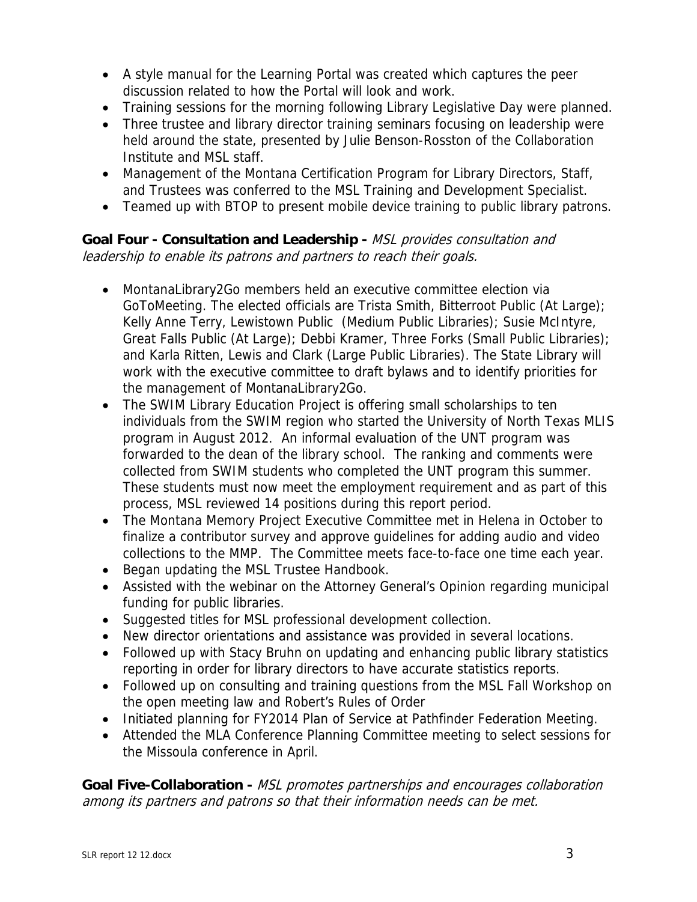- A style manual for the Learning Portal was created which captures the peer discussion related to how the Portal will look and work.
- Training sessions for the morning following Library Legislative Day were planned.
- Three trustee and library director training seminars focusing on leadership were held around the state, presented by Julie Benson-Rosston of the Collaboration Institute and MSL staff.
- Management of the Montana Certification Program for Library Directors, Staff, and Trustees was conferred to the MSL Training and Development Specialist.
- Teamed up with BTOP to present mobile device training to public library patrons.

**Goal Four - Consultation and Leadership -** *MSL provides consultation and leadership to enable its patrons and partners to reach their goals.*

- MontanaLibrary2Go members held an executive committee election via GoToMeeting. The elected officials are Trista Smith, Bitterroot Public (At Large); Kelly Anne Terry, Lewistown Public (Medium Public Libraries); Susie McIntyre, Great Falls Public (At Large); Debbi Kramer, Three Forks (Small Public Libraries); and Karla Ritten, Lewis and Clark (Large Public Libraries). The State Library will work with the executive committee to draft bylaws and to identify priorities for the management of MontanaLibrary2Go.
- The SWIM Library Education Project is offering small scholarships to ten individuals from the SWIM region who started the University of North Texas MLIS program in August 2012. An informal evaluation of the UNT program was forwarded to the dean of the library school. The ranking and comments were collected from SWIM students who completed the UNT program this summer. These students must now meet the employment requirement and as part of this process, MSL reviewed 14 positions during this report period.
- The Montana Memory Project Executive Committee met in Helena in October to finalize a contributor survey and approve guidelines for adding audio and video collections to the MMP. The Committee meets face-to-face one time each year.
- Began updating the MSL Trustee Handbook.
- Assisted with the webinar on the Attorney General's Opinion regarding municipal funding for public libraries.
- Suggested titles for MSL professional development collection.
- New director orientations and assistance was provided in several locations.
- Followed up with Stacy Bruhn on updating and enhancing public library statistics reporting in order for library directors to have accurate statistics reports.
- Followed up on consulting and training questions from the MSL Fall Workshop on the open meeting law and Robert's Rules of Order
- Initiated planning for FY2014 Plan of Service at Pathfinder Federation Meeting.
- Attended the MLA Conference Planning Committee meeting to select sessions for the Missoula conference in April.

**Goal Five-Collaboration -** *MSL promotes partnerships and encourages collaboration among its partners and patrons so that their information needs can be met.*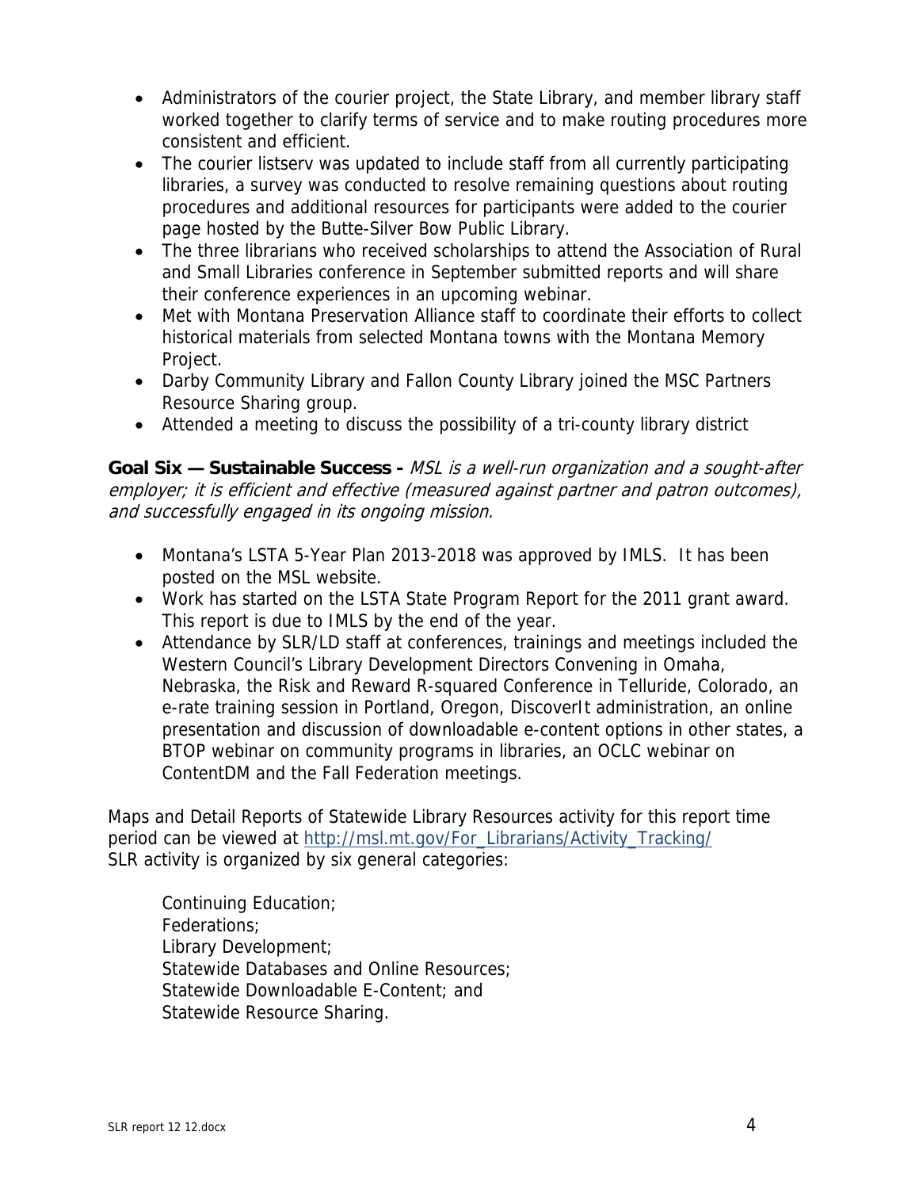- Administrators of the courier project, the State Library, and member library staff worked together to clarify terms of service and to make routing procedures more consistent and efficient.
- The courier listserv was updated to include staff from all currently participating libraries, a survey was conducted to resolve remaining questions about routing procedures and additional resources for participants were added to the courier page hosted by the Butte-Silver Bow Public Library.
- The three librarians who received scholarships to attend the Association of Rural and Small Libraries conference in September submitted reports and will share their conference experiences in an upcoming webinar.
- Met with Montana Preservation Alliance staff to coordinate their efforts to collect historical materials from selected Montana towns with the Montana Memory Project.
- Darby Community Library and Fallon County Library joined the MSC Partners Resource Sharing group.
- Attended a meeting to discuss the possibility of a tri-county library district

**Goal Six — Sustainable Success -** *MSL is a well-run organization and a sought-after employer; it is efficient and effective (measured against partner and patron outcomes), and successfully engaged in its ongoing mission.*

- Montana's LSTA 5-Year Plan 2013-2018 was approved by IMLS. It has been posted on the MSL website.
- Work has started on the LSTA State Program Report for the 2011 grant award. This report is due to IMLS by the end of the year.
- Attendance by SLR/LD staff at conferences, trainings and meetings included the Western Council's Library Development Directors Convening in Omaha, Nebraska, the Risk and Reward R-squared Conference in Telluride, Colorado, an e-rate training session in Portland, Oregon, DiscoverIt administration, an online presentation and discussion of downloadable e-content options in other states, a BTOP webinar on community programs in libraries, an OCLC webinar on ContentDM and the Fall Federation meetings.

Maps and Detail Reports of Statewide Library Resources activity for this report time period can be viewed at [http://msl.mt.gov/For_Librarians/Activity_Tracking/](http://msl.mt.gov/For_Librarians/Activity_Tracking/)
SLR activity is organized by six general categories:

Continuing Education;
Federations;
Library Development;
Statewide Databases and Online Resources;
Statewide Downloadable E-Content; and
Statewide Resource Sharing.